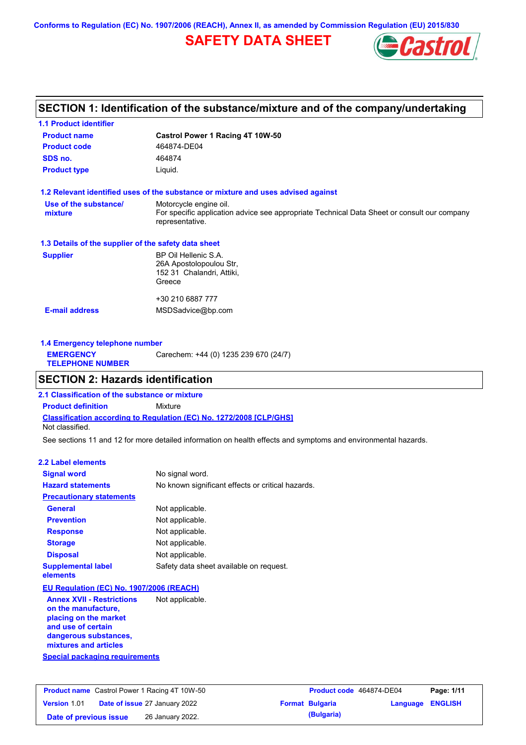Conforms to Regulation (EC) No. 1907/2006 (REACH), Annex II, as amended by Commission Regulation (EU) 2015/830

# SAFETY DATA SHEET

## SECTION 1: Identification of the substance/mixture and of the company/undertaking

### 1.1 Product identifier

| | |
|---|---|
| **Product name** | **Castrol Power 1 Racing 4T 10W-50** |
| **Product code** | 464874-DE04 |
| **SDS no.** | 464874 |
| **Product type** | Liquid. |

### 1.2 Relevant identified uses of the substance or mixture and uses advised against

| | |
|---|---|
| **Use of the substance/ mixture** | Motorcycle engine oil. For specific application advice see appropriate Technical Data Sheet or consult our company representative. |

### 1.3 Details of the supplier of the safety data sheet

| | |
|---|---|
| **Supplier** | BP Oil Hellenic S.A. 26A Apostolopoulou Str, 152 31 Chalandri, Attiki, Greece<br><br>+30 210 6887 777 |
| **E-mail address** | MSDSadvice@bp.com |

### 1.4 Emergency telephone number

| | |
|---|---|
| **EMERGENCY TELEPHONE NUMBER** | Carechem: +44 (0) 1235 239 670 (24/7) |

## SECTION 2: Hazards identification

### 2.1 Classification of the substance or mixture

**Product definition** Mixture

**Classification according to Regulation (EC) No. 1272/2008 [CLP/GHS]**

Not classified.

See sections 11 and 12 for more detailed information on health effects and symptoms and environmental hazards.

### 2.2 Label elements

| | |
|---|---|
| **Signal word** | No signal word. |
| **Hazard statements** | No known significant effects or critical hazards. |
| **Precautionary statements** | |
| **General** | Not applicable. |
| **Prevention** | Not applicable. |
| **Response** | Not applicable. |
| **Storage** | Not applicable. |
| **Disposal** | Not applicable. |
| **Supplemental label elements** | Safety data sheet available on request. |

**EU Regulation (EC) No. 1907/2006 (REACH)**

| | |
|---|---|
| **Annex XVII - Restrictions on the manufacture, placing on the market and use of certain dangerous substances, mixtures and articles** | Not applicable. |

**Special packaging requirements**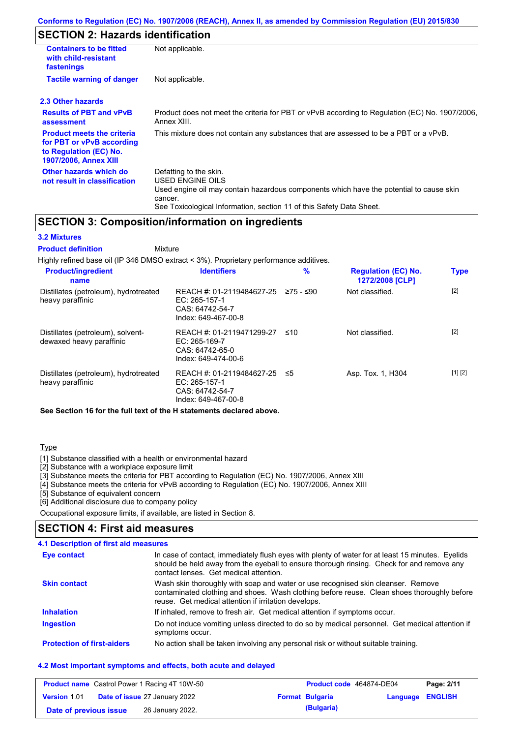Conforms to Regulation (EC) No. 1907/2006 (REACH), Annex II, as amended by Commission Regulation (EU) 2015/830

## SECTION 2: Hazards identification

| | |
|---|---|
| **Containers to be fitted with child-resistant fastenings** | Not applicable. |
| **Tactile warning of danger** | Not applicable. |

### 2.3 Other hazards

| | |
|---|---|
| **Results of PBT and vPvB assessment** | Product does not meet the criteria for PBT or vPvB according to Regulation (EC) No. 1907/2006, Annex XIII. |
| **Product meets the criteria for PBT or vPvB according to Regulation (EC) No. 1907/2006, Annex XIII** | This mixture does not contain any substances that are assessed to be a PBT or a vPvB. |
| **Other hazards which do not result in classification** | Defatting to the skin.<br>USED ENGINE OILS<br>Used engine oil may contain hazardous components which have the potential to cause skin cancer.<br>See Toxicological Information, section 11 of this Safety Data Sheet. |

## SECTION 3: Composition/information on ingredients

### 3.2 Mixtures

**Product definition** Mixture

Highly refined base oil (IP 346 DMSO extract < 3%). Proprietary performance additives.

| Product/ingredient name | Identifiers | % | Regulation (EC) No. 1272/2008 [CLP] | Type |
|---|---|---|---|---|
| Distillates (petroleum), hydrotreated heavy paraffinic | REACH #: 01-2119484627-25<br>EC: 265-157-1<br>CAS: 64742-54-7<br>Index: 649-467-00-8 | ≥75 - ≤90 | Not classified. | [2] |
| Distillates (petroleum), solvent-dewaxed heavy paraffinic | REACH #: 01-2119471299-27<br>EC: 265-169-7<br>CAS: 64742-65-0<br>Index: 649-474-00-6 | ≤10 | Not classified. | [2] |
| Distillates (petroleum), hydrotreated heavy paraffinic | REACH #: 01-2119484627-25<br>EC: 265-157-1<br>CAS: 64742-54-7<br>Index: 649-467-00-8 | ≤5 | Asp. Tox. 1, H304 | [1] [2] |

**See Section 16 for the full text of the H statements declared above.**

Type

[1] Substance classified with a health or environmental hazard
[2] Substance with a workplace exposure limit
[3] Substance meets the criteria for PBT according to Regulation (EC) No. 1907/2006, Annex XIII
[4] Substance meets the criteria for vPvB according to Regulation (EC) No. 1907/2006, Annex XIII
[5] Substance of equivalent concern
[6] Additional disclosure due to company policy

Occupational exposure limits, if available, are listed in Section 8.

## SECTION 4: First aid measures

### 4.1 Description of first aid measures

| | |
|---|---|
| **Eye contact** | In case of contact, immediately flush eyes with plenty of water for at least 15 minutes. Eyelids should be held away from the eyeball to ensure thorough rinsing. Check for and remove any contact lenses. Get medical attention. |
| **Skin contact** | Wash skin thoroughly with soap and water or use recognised skin cleanser. Remove contaminated clothing and shoes. Wash clothing before reuse. Clean shoes thoroughly before reuse. Get medical attention if irritation develops. |
| **Inhalation** | If inhaled, remove to fresh air. Get medical attention if symptoms occur. |
| **Ingestion** | Do not induce vomiting unless directed to do so by medical personnel. Get medical attention if symptoms occur. |
| **Protection of first-aiders** | No action shall be taken involving any personal risk or without suitable training. |

### 4.2 Most important symptoms and effects, both acute and delayed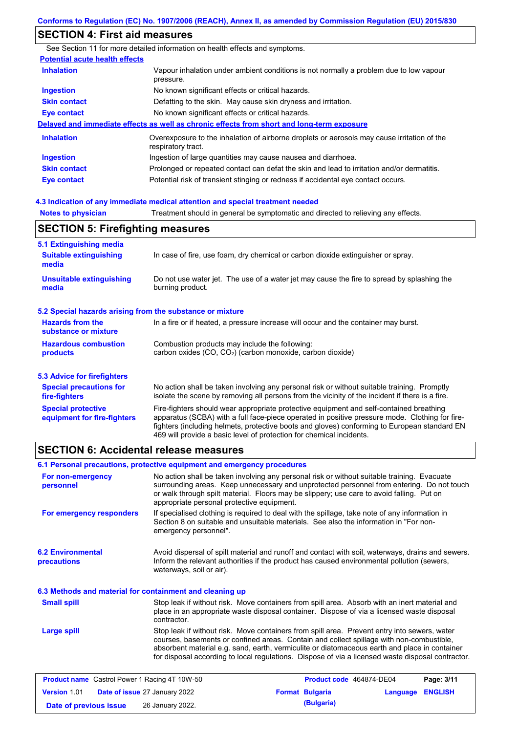## SECTION 4: First aid measures

See Section 11 for more detailed information on health effects and symptoms.

**Potential acute health effects**

| | |
|---|---|
| **Inhalation** | Vapour inhalation under ambient conditions is not normally a problem due to low vapour pressure. |
| **Ingestion** | No known significant effects or critical hazards. |
| **Skin contact** | Defatting to the skin. May cause skin dryness and irritation. |
| **Eye contact** | No known significant effects or critical hazards. |

**Delayed and immediate effects as well as chronic effects from short and long-term exposure**

| | |
|---|---|
| **Inhalation** | Overexposure to the inhalation of airborne droplets or aerosols may cause irritation of the respiratory tract. |
| **Ingestion** | Ingestion of large quantities may cause nausea and diarrhoea. |
| **Skin contact** | Prolonged or repeated contact can defat the skin and lead to irritation and/or dermatitis. |
| **Eye contact** | Potential risk of transient stinging or redness if accidental eye contact occurs. |

**4.3 Indication of any immediate medical attention and special treatment needed**

| | |
|---|---|
| **Notes to physician** | Treatment should in general be symptomatic and directed to relieving any effects. |

## SECTION 5: Firefighting measures

**5.1 Extinguishing media**

| | |
|---|---|
| **Suitable extinguishing media** | In case of fire, use foam, dry chemical or carbon dioxide extinguisher or spray. |
| **Unsuitable extinguishing media** | Do not use water jet. The use of a water jet may cause the fire to spread by splashing the burning product. |

**5.2 Special hazards arising from the substance or mixture**

| | |
|---|---|
| **Hazards from the substance or mixture** | In a fire or if heated, a pressure increase will occur and the container may burst. |
| **Hazardous combustion products** | Combustion products may include the following: carbon oxides (CO, $CO_2$) (carbon monoxide, carbon dioxide) |

**5.3 Advice for firefighters**

| | |
|---|---|
| **Special precautions for fire-fighters** | No action shall be taken involving any personal risk or without suitable training. Promptly isolate the scene by removing all persons from the vicinity of the incident if there is a fire. |
| **Special protective equipment for fire-fighters** | Fire-fighters should wear appropriate protective equipment and self-contained breathing apparatus (SCBA) with a full face-piece operated in positive pressure mode. Clothing for fire-fighters (including helmets, protective boots and gloves) conforming to European standard EN 469 will provide a basic level of protection for chemical incidents. |

## SECTION 6: Accidental release measures

**6.1 Personal precautions, protective equipment and emergency procedures**

| | |
|---|---|
| **For non-emergency personnel** | No action shall be taken involving any personal risk or without suitable training. Evacuate surrounding areas. Keep unnecessary and unprotected personnel from entering. Do not touch or walk through spilt material. Floors may be slippery; use care to avoid falling. Put on appropriate personal protective equipment. |
| **For emergency responders** | If specialised clothing is required to deal with the spillage, take note of any information in Section 8 on suitable and unsuitable materials. See also the information in "For non-emergency personnel". |

| | |
|---|---|
| **6.2 Environmental precautions** | Avoid dispersal of spilt material and runoff and contact with soil, waterways, drains and sewers. Inform the relevant authorities if the product has caused environmental pollution (sewers, waterways, soil or air). |

**6.3 Methods and material for containment and cleaning up**

| | |
|---|---|
| **Small spill** | Stop leak if without risk. Move containers from spill area. Absorb with an inert material and place in an appropriate waste disposal container. Dispose of via a licensed waste disposal contractor. |
| **Large spill** | Stop leak if without risk. Move containers from spill area. Prevent entry into sewers, water courses, basements or confined areas. Contain and collect spillage with non-combustible, absorbent material e.g. sand, earth, vermiculite or diatomaceous earth and place in container for disposal according to local regulations. Dispose of via a licensed waste disposal contractor. |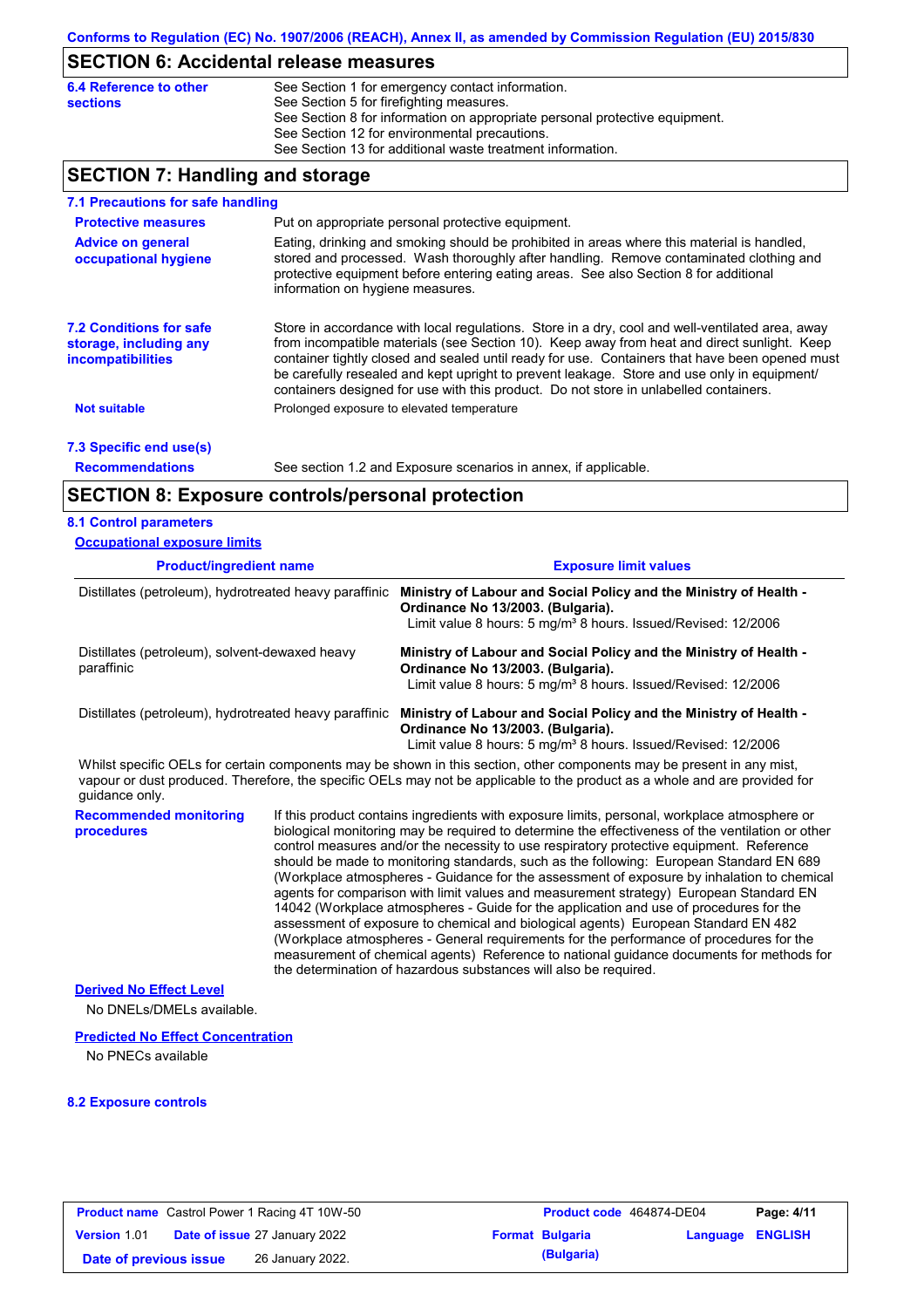## SECTION 6: Accidental release measures

**6.4 Reference to other sections**

See Section 1 for emergency contact information.
See Section 5 for firefighting measures.
See Section 8 for information on appropriate personal protective equipment.
See Section 12 for environmental precautions.
See Section 13 for additional waste treatment information.

## SECTION 7: Handling and storage

### 7.1 Precautions for safe handling

**Protective measures**

Put on appropriate personal protective equipment.

**Advice on general occupational hygiene**

Eating, drinking and smoking should be prohibited in areas where this material is handled, stored and processed. Wash thoroughly after handling. Remove contaminated clothing and protective equipment before entering eating areas. See also Section 8 for additional information on hygiene measures.

### 7.2 Conditions for safe storage, including any incompatibilities

Store in accordance with local regulations. Store in a dry, cool and well-ventilated area, away from incompatible materials (see Section 10). Keep away from heat and direct sunlight. Keep container tightly closed and sealed until ready for use. Containers that have been opened must be carefully resealed and kept upright to prevent leakage. Store and use only in equipment/containers designed for use with this product. Do not store in unlabelled containers.

**Not suitable**

Prolonged exposure to elevated temperature

### 7.3 Specific end use(s)

**Recommendations**

See section 1.2 and Exposure scenarios in annex, if applicable.

## SECTION 8: Exposure controls/personal protection

### 8.1 Control parameters

**Occupational exposure limits**

| Product/ingredient name | Exposure limit values |
|---|---|
| Distillates (petroleum), hydrotreated heavy paraffinic | **Ministry of Labour and Social Policy and the Ministry of Health - Ordinance No 13/2003. (Bulgaria).** Limit value 8 hours: 5 mg/m³ 8 hours. Issued/Revised: 12/2006 |
| Distillates (petroleum), solvent-dewaxed heavy paraffinic | **Ministry of Labour and Social Policy and the Ministry of Health - Ordinance No 13/2003. (Bulgaria).** Limit value 8 hours: 5 mg/m³ 8 hours. Issued/Revised: 12/2006 |
| Distillates (petroleum), hydrotreated heavy paraffinic | **Ministry of Labour and Social Policy and the Ministry of Health - Ordinance No 13/2003. (Bulgaria).** Limit value 8 hours: 5 mg/m³ 8 hours. Issued/Revised: 12/2006 |

Whilst specific OELs for certain components may be shown in this section, other components may be present in any mist, vapour or dust produced. Therefore, the specific OELs may not be applicable to the product as a whole and are provided for guidance only.

**Recommended monitoring procedures**

If this product contains ingredients with exposure limits, personal, workplace atmosphere or biological monitoring may be required to determine the effectiveness of the ventilation or other control measures and/or the necessity to use respiratory protective equipment. Reference should be made to monitoring standards, such as the following: European Standard EN 689 (Workplace atmospheres - Guidance for the assessment of exposure by inhalation to chemical agents for comparison with limit values and measurement strategy) European Standard EN 14042 (Workplace atmospheres - Guide for the application and use of procedures for the assessment of exposure to chemical and biological agents) European Standard EN 482 (Workplace atmospheres - General requirements for the performance of procedures for the measurement of chemical agents) Reference to national guidance documents for methods for the determination of hazardous substances will also be required.

**Derived No Effect Level**

No DNELs/DMELs available.

**Predicted No Effect Concentration**

No PNECs available

### 8.2 Exposure controls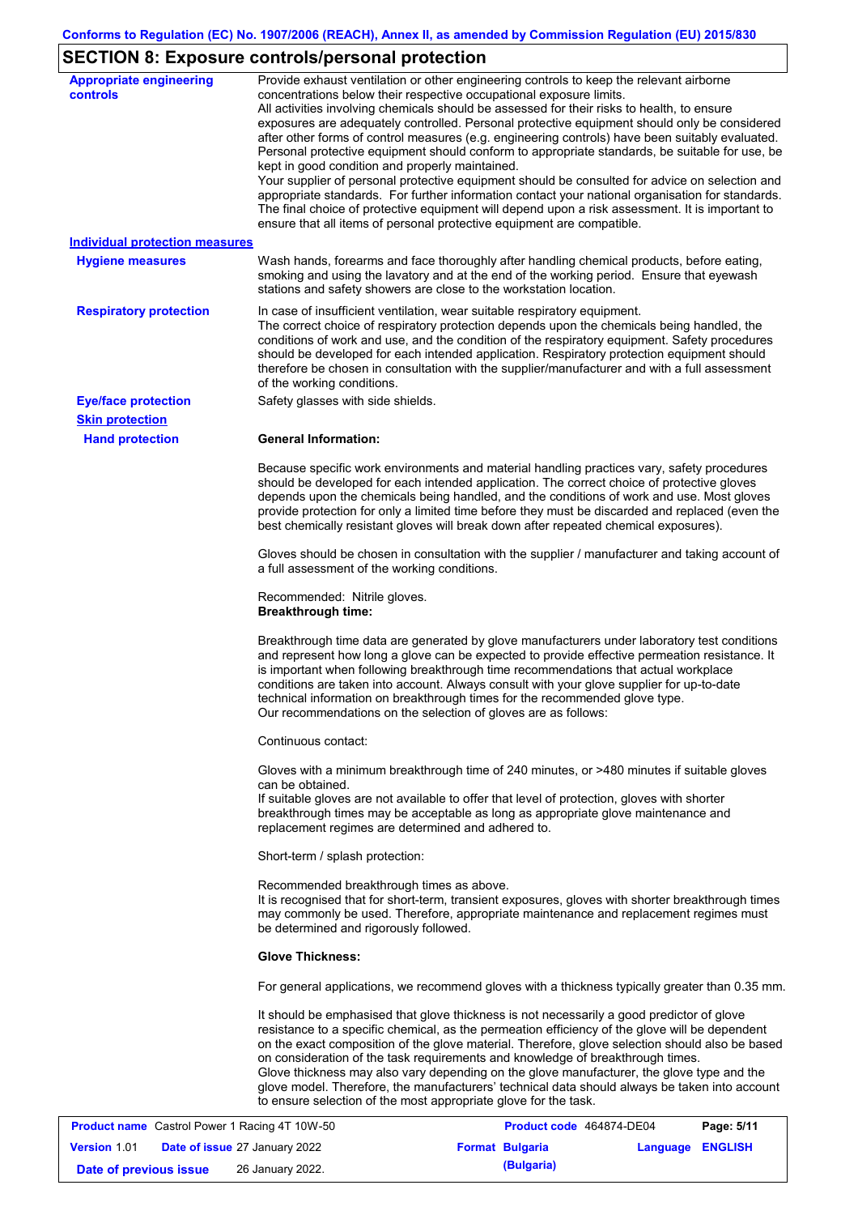## SECTION 8: Exposure controls/personal protection

**Appropriate engineering controls**

Provide exhaust ventilation or other engineering controls to keep the relevant airborne concentrations below their respective occupational exposure limits.
All activities involving chemicals should be assessed for their risks to health, to ensure exposures are adequately controlled. Personal protective equipment should only be considered after other forms of control measures (e.g. engineering controls) have been suitably evaluated. Personal protective equipment should conform to appropriate standards, be suitable for use, be kept in good condition and properly maintained.
Your supplier of personal protective equipment should be consulted for advice on selection and appropriate standards. For further information contact your national organisation for standards. The final choice of protective equipment will depend upon a risk assessment. It is important to ensure that all items of personal protective equipment are compatible.

### Individual protection measures

**Hygiene measures**

Wash hands, forearms and face thoroughly after handling chemical products, before eating, smoking and using the lavatory and at the end of the working period. Ensure that eyewash stations and safety showers are close to the workstation location.

**Respiratory protection**

In case of insufficient ventilation, wear suitable respiratory equipment.
The correct choice of respiratory protection depends upon the chemicals being handled, the conditions of work and use, and the condition of the respiratory equipment. Safety procedures should be developed for each intended application. Respiratory protection equipment should therefore be chosen in consultation with the supplier/manufacturer and with a full assessment of the working conditions.

**Eye/face protection**

Safety glasses with side shields.

**Skin protection**

**Hand protection**

**General Information:**

Because specific work environments and material handling practices vary, safety procedures should be developed for each intended application. The correct choice of protective gloves depends upon the chemicals being handled, and the conditions of work and use. Most gloves provide protection for only a limited time before they must be discarded and replaced (even the best chemically resistant gloves will break down after repeated chemical exposures).

Gloves should be chosen in consultation with the supplier / manufacturer and taking account of a full assessment of the working conditions.

Recommended: Nitrile gloves.
**Breakthrough time:**

Breakthrough time data are generated by glove manufacturers under laboratory test conditions and represent how long a glove can be expected to provide effective permeation resistance. It is important when following breakthrough time recommendations that actual workplace conditions are taken into account. Always consult with your glove supplier for up-to-date technical information on breakthrough times for the recommended glove type.
Our recommendations on the selection of gloves are as follows:

Continuous contact:

Gloves with a minimum breakthrough time of 240 minutes, or >480 minutes if suitable gloves can be obtained.
If suitable gloves are not available to offer that level of protection, gloves with shorter breakthrough times may be acceptable as long as appropriate glove maintenance and replacement regimes are determined and adhered to.

Short-term / splash protection:

Recommended breakthrough times as above.
It is recognised that for short-term, transient exposures, gloves with shorter breakthrough times may commonly be used. Therefore, appropriate maintenance and replacement regimes must be determined and rigorously followed.

**Glove Thickness:**

For general applications, we recommend gloves with a thickness typically greater than 0.35 mm.

It should be emphasised that glove thickness is not necessarily a good predictor of glove resistance to a specific chemical, as the permeation efficiency of the glove will be dependent on the exact composition of the glove material. Therefore, glove selection should also be based on consideration of the task requirements and knowledge of breakthrough times.
Glove thickness may also vary depending on the glove manufacturer, the glove type and the glove model. Therefore, the manufacturers' technical data should always be taken into account to ensure selection of the most appropriate glove for the task.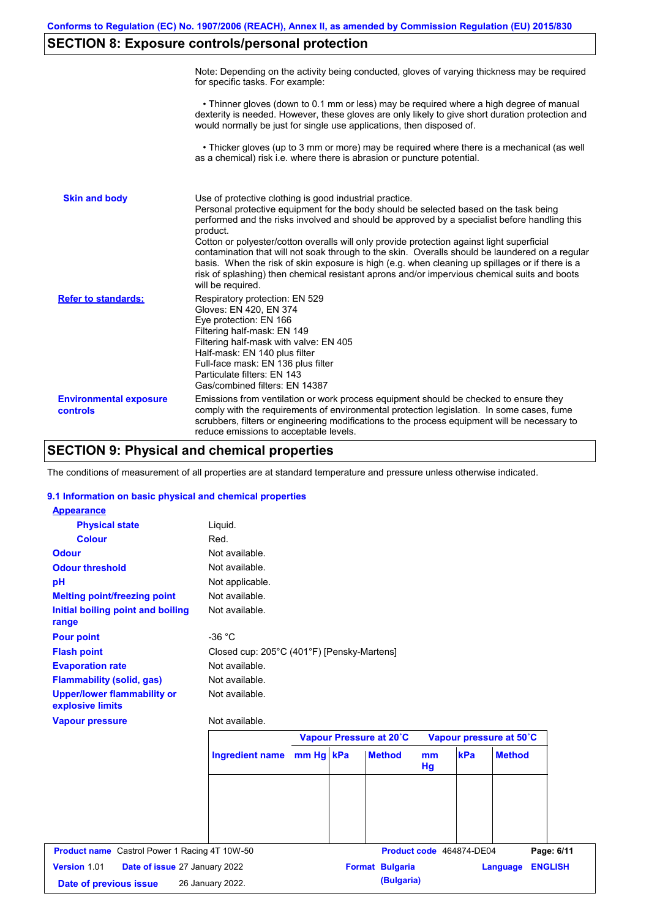## SECTION 8: Exposure controls/personal protection

Note: Depending on the activity being conducted, gloves of varying thickness may be required for specific tasks. For example:

• Thinner gloves (down to 0.1 mm or less) may be required where a high degree of manual dexterity is needed. However, these gloves are only likely to give short duration protection and would normally be just for single use applications, then disposed of.

• Thicker gloves (up to 3 mm or more) may be required where there is a mechanical (as well as a chemical) risk i.e. where there is abrasion or puncture potential.

**Skin and body**

Use of protective clothing is good industrial practice.
Personal protective equipment for the body should be selected based on the task being performed and the risks involved and should be approved by a specialist before handling this product.
Cotton or polyester/cotton overalls will only provide protection against light superficial contamination that will not soak through to the skin. Overalls should be laundered on a regular basis. When the risk of skin exposure is high (e.g. when cleaning up spillages or if there is a risk of splashing) then chemical resistant aprons and/or impervious chemical suits and boots will be required.

**Refer to standards:**

Respiratory protection: EN 529
Gloves: EN 420, EN 374
Eye protection: EN 166
Filtering half-mask: EN 149
Filtering half-mask with valve: EN 405
Half-mask: EN 140 plus filter
Full-face mask: EN 136 plus filter
Particulate filters: EN 143
Gas/combined filters: EN 14387

**Environmental exposure controls**

Emissions from ventilation or work process equipment should be checked to ensure they comply with the requirements of environmental protection legislation. In some cases, fume scrubbers, filters or engineering modifications to the process equipment will be necessary to reduce emissions to acceptable levels.

## SECTION 9: Physical and chemical properties

The conditions of measurement of all properties are at standard temperature and pressure unless otherwise indicated.

### 9.1 Information on basic physical and chemical properties

**Appearance**

| | |
|---|---|
| **Physical state** | Liquid. |
| **Colour** | Red. |
| **Odour** | Not available. |
| **Odour threshold** | Not available. |
| **pH** | Not applicable. |
| **Melting point/freezing point** | Not available. |
| **Initial boiling point and boiling range** | Not available. |
| **Pour point** | -36 °C |
| **Flash point** | Closed cup: 205°C (401°F) [Pensky-Martens] |
| **Evaporation rate** | Not available. |
| **Flammability (solid, gas)** | Not available. |
| **Upper/lower flammability or explosive limits** | Not available. |
| **Vapour pressure** | Not available. |

| | Vapour Pressure at 20˚C | | | Vapour pressure at 50˚C | | |
|---|---|---|---|---|---|---|
| **Ingredient name** | **mm Hg** | **kPa** | **Method** | **mm Hg** | **kPa** | **Method** |
| | | | | | | |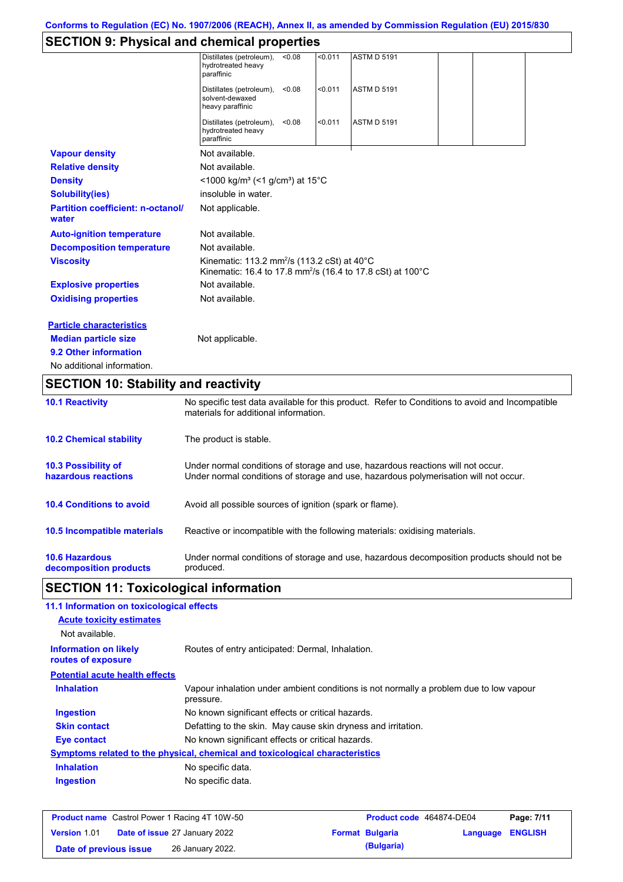## SECTION 9: Physical and chemical properties

| | | | | | |
|---|---|---|---|---|---|
| Distillates (petroleum), hydrotreated heavy paraffinic | <0.08 | <0.011 | ASTM D 5191 | | |
| Distillates (petroleum), solvent-dewaxed heavy paraffinic | <0.08 | <0.011 | ASTM D 5191 | | |
| Distillates (petroleum), hydrotreated heavy paraffinic | <0.08 | <0.011 | ASTM D 5191 | | |

**Vapour density** Not available.

**Relative density** Not available.

**Density** <1000 kg/m³ (<1 g/cm³) at 15°C

**Solubility(ies)** insoluble in water.

**Partition coefficient: n-octanol/ water** Not applicable.

**Auto-ignition temperature** Not available.

**Decomposition temperature** Not available.

**Viscosity** Kinematic: 113.2 mm²/s (113.2 cSt) at 40°C
Kinematic: 16.4 to 17.8 mm²/s (16.4 to 17.8 cSt) at 100°C

**Explosive properties** Not available.

**Oxidising properties** Not available.

**Particle characteristics**

**Median particle size** Not applicable.

**9.2 Other information**

No additional information.

## SECTION 10: Stability and reactivity

**10.1 Reactivity** No specific test data available for this product. Refer to Conditions to avoid and Incompatible materials for additional information.

**10.2 Chemical stability** The product is stable.

**10.3 Possibility of hazardous reactions** Under normal conditions of storage and use, hazardous reactions will not occur.
Under normal conditions of storage and use, hazardous polymerisation will not occur.

**10.4 Conditions to avoid** Avoid all possible sources of ignition (spark or flame).

**10.5 Incompatible materials** Reactive or incompatible with the following materials: oxidising materials.

**10.6 Hazardous decomposition products** Under normal conditions of storage and use, hazardous decomposition products should not be produced.

## SECTION 11: Toxicological information

**11.1 Information on toxicological effects**

**Acute toxicity estimates**

Not available.

**Information on likely routes of exposure** Routes of entry anticipated: Dermal, Inhalation.

**Potential acute health effects**

**Inhalation** Vapour inhalation under ambient conditions is not normally a problem due to low vapour pressure.

**Ingestion** No known significant effects or critical hazards.

**Skin contact** Defatting to the skin. May cause skin dryness and irritation.

**Eye contact** No known significant effects or critical hazards.

**Symptoms related to the physical, chemical and toxicological characteristics**

**Inhalation** No specific data.

**Ingestion** No specific data.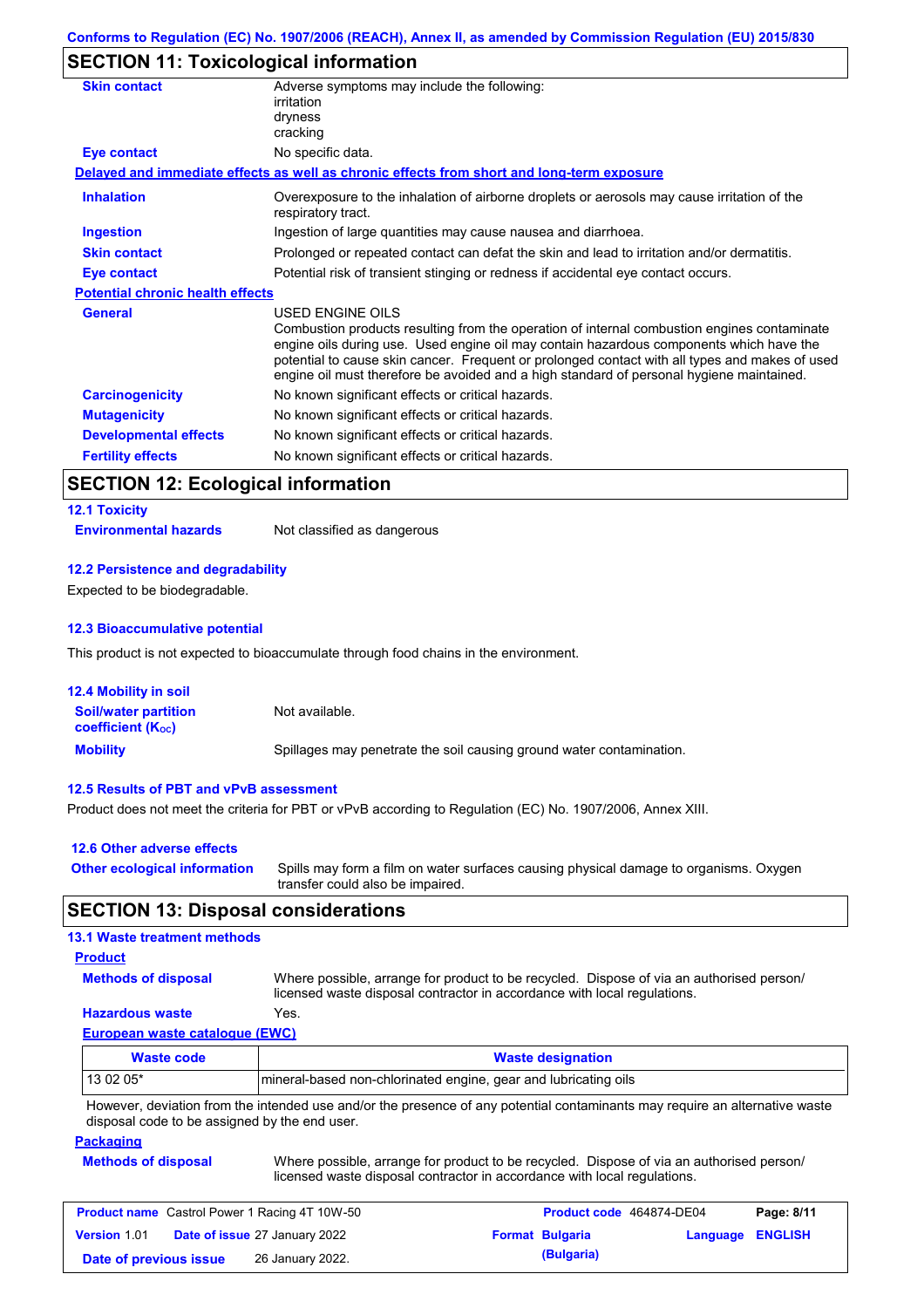## SECTION 11: Toxicological information

| | |
|---|---|
| **Skin contact** | Adverse symptoms may include the following:<br>irritation<br>dryness<br>cracking |
| **Eye contact** | No specific data. |

**Delayed and immediate effects as well as chronic effects from short and long-term exposure**

| | |
|---|---|
| **Inhalation** | Overexposure to the inhalation of airborne droplets or aerosols may cause irritation of the respiratory tract. |
| **Ingestion** | Ingestion of large quantities may cause nausea and diarrhoea. |
| **Skin contact** | Prolonged or repeated contact can defat the skin and lead to irritation and/or dermatitis. |
| **Eye contact** | Potential risk of transient stinging or redness if accidental eye contact occurs. |

**Potential chronic health effects**

| | |
|---|---|
| **General** | USED ENGINE OILS<br>Combustion products resulting from the operation of internal combustion engines contaminate engine oils during use. Used engine oil may contain hazardous components which have the potential to cause skin cancer. Frequent or prolonged contact with all types and makes of used engine oil must therefore be avoided and a high standard of personal hygiene maintained. |
| **Carcinogenicity** | No known significant effects or critical hazards. |
| **Mutagenicity** | No known significant effects or critical hazards. |
| **Developmental effects** | No known significant effects or critical hazards. |
| **Fertility effects** | No known significant effects or critical hazards. |

## SECTION 12: Ecological information

### 12.1 Toxicity

**Environmental hazards** Not classified as dangerous

### 12.2 Persistence and degradability

Expected to be biodegradable.

### 12.3 Bioaccumulative potential

This product is not expected to bioaccumulate through food chains in the environment.

### 12.4 Mobility in soil

| | |
|---|---|
| **Soil/water partition coefficient ($K_{OC}$)** | Not available. |
| **Mobility** | Spillages may penetrate the soil causing ground water contamination. |

### 12.5 Results of PBT and vPvB assessment

Product does not meet the criteria for PBT or vPvB according to Regulation (EC) No. 1907/2006, Annex XIII.

### 12.6 Other adverse effects

**Other ecological information** Spills may form a film on water surfaces causing physical damage to organisms. Oxygen transfer could also be impaired.

## SECTION 13: Disposal considerations

### 13.1 Waste treatment methods

**Product**

| | |
|---|---|
| **Methods of disposal** | Where possible, arrange for product to be recycled. Dispose of via an authorised person/ licensed waste disposal contractor in accordance with local regulations. |
| **Hazardous waste** | Yes. |

**European waste catalogue (EWC)**

| Waste code | Waste designation |
|---|---|
| 13 02 05* | mineral-based non-chlorinated engine, gear and lubricating oils |

However, deviation from the intended use and/or the presence of any potential contaminants may require an alternative waste disposal code to be assigned by the end user.

**Packaging**

| | |
|---|---|
| **Methods of disposal** | Where possible, arrange for product to be recycled. Dispose of via an authorised person/ licensed waste disposal contractor in accordance with local regulations. |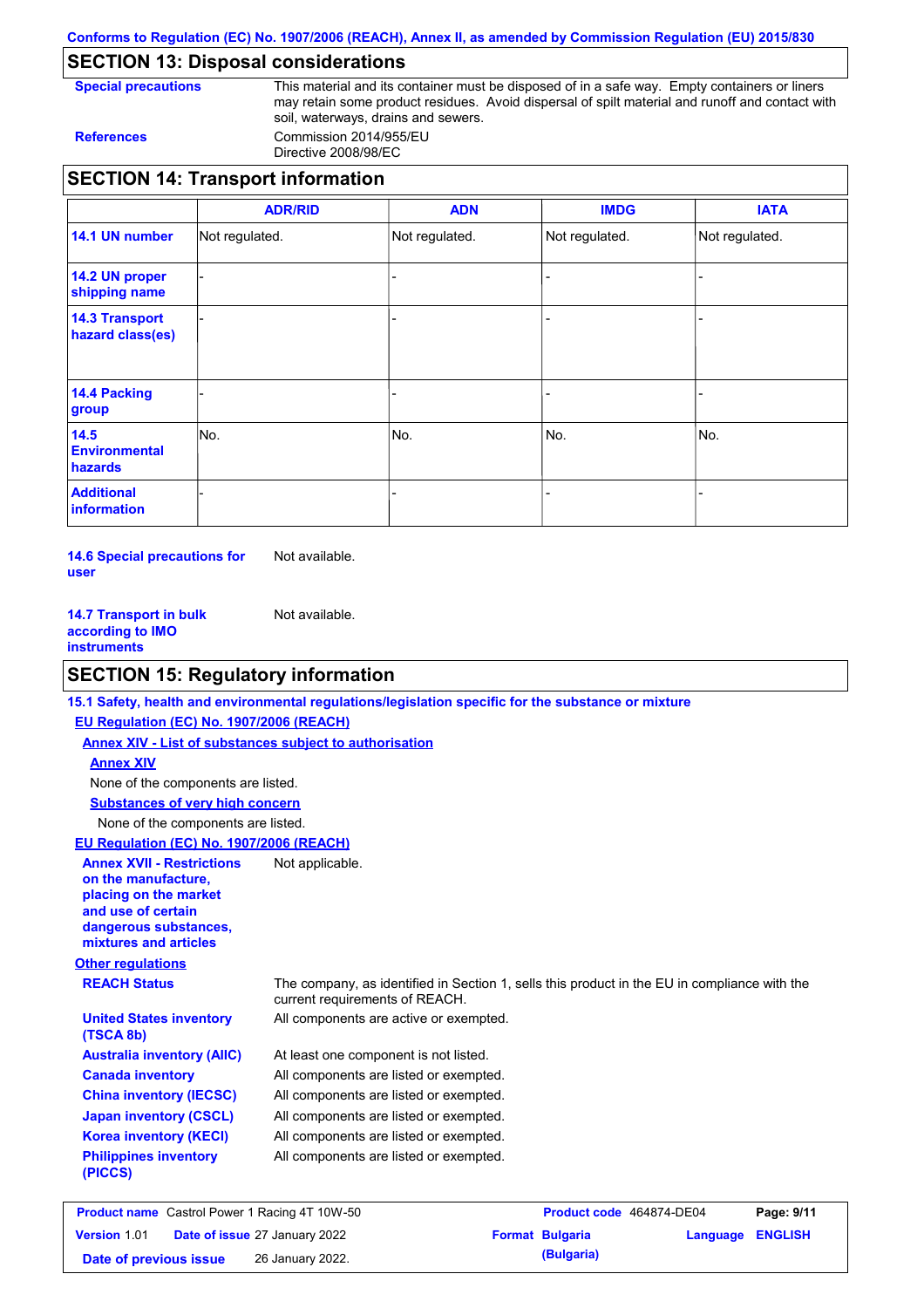## SECTION 13: Disposal considerations

**Special precautions** This material and its container must be disposed of in a safe way. Empty containers or liners may retain some product residues. Avoid dispersal of spilt material and runoff and contact with soil, waterways, drains and sewers.

**References** Commission 2014/955/EU
Directive 2008/98/EC

## SECTION 14: Transport information

| | ADR/RID | ADN | IMDG | IATA |
|---|---|---|---|---|
| **14.1 UN number** | Not regulated. | Not regulated. | Not regulated. | Not regulated. |
| **14.2 UN proper shipping name** | - | - | - | - |
| **14.3 Transport hazard class(es)** | - | - | - | - |
| **14.4 Packing group** | - | - | - | - |
| **14.5 Environmental hazards** | No. | No. | No. | No. |
| **Additional information** | - | - | - | - |

**14.6 Special precautions for user** Not available.

**14.7 Transport in bulk according to IMO instruments** Not available.

## SECTION 15: Regulatory information

**15.1 Safety, health and environmental regulations/legislation specific for the substance or mixture**

**EU Regulation (EC) No. 1907/2006 (REACH)**

**Annex XIV - List of substances subject to authorisation**

**Annex XIV**

None of the components are listed.

**Substances of very high concern**

None of the components are listed.

**EU Regulation (EC) No. 1907/2006 (REACH)**

**Annex XVII - Restrictions on the manufacture, placing on the market and use of certain dangerous substances, mixtures and articles** Not applicable.

**Other regulations**

**REACH Status** The company, as identified in Section 1, sells this product in the EU in compliance with the current requirements of REACH.

**United States inventory (TSCA 8b)** All components are active or exempted.

**Australia inventory (AIIC)** At least one component is not listed.

**Canada inventory** All components are listed or exempted.

**China inventory (IECSC)** All components are listed or exempted.

**Japan inventory (CSCL)** All components are listed or exempted.

**Korea inventory (KECI)** All components are listed or exempted.

**Philippines inventory (PICCS)** All components are listed or exempted.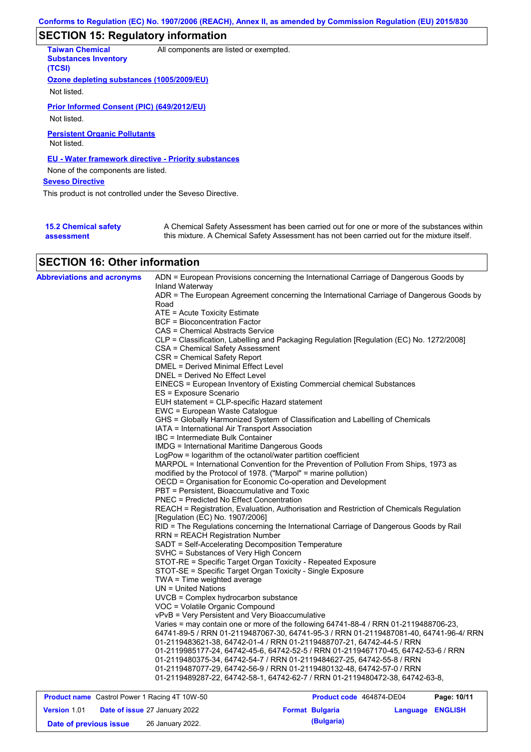## SECTION 15: Regulatory information

**Taiwan Chemical Substances Inventory (TCSI)**: All components are listed or exempted.

**Ozone depleting substances (1005/2009/EU)**

Not listed.

**Prior Informed Consent (PIC) (649/2012/EU)**

Not listed.

**Persistent Organic Pollutants**

Not listed.

**EU - Water framework directive - Priority substances**

None of the components are listed.

**Seveso Directive**

This product is not controlled under the Seveso Directive.

**15.2 Chemical safety assessment**: A Chemical Safety Assessment has been carried out for one or more of the substances within this mixture. A Chemical Safety Assessment has not been carried out for the mixture itself.

## SECTION 16: Other information

**Abbreviations and acronyms**

ADN = European Provisions concerning the International Carriage of Dangerous Goods by Inland Waterway
ADR = The European Agreement concerning the International Carriage of Dangerous Goods by Road
ATE = Acute Toxicity Estimate
BCF = Bioconcentration Factor
CAS = Chemical Abstracts Service
CLP = Classification, Labelling and Packaging Regulation [Regulation (EC) No. 1272/2008]
CSA = Chemical Safety Assessment
CSR = Chemical Safety Report
DMEL = Derived Minimal Effect Level
DNEL = Derived No Effect Level
EINECS = European Inventory of Existing Commercial chemical Substances
ES = Exposure Scenario
EUH statement = CLP-specific Hazard statement
EWC = European Waste Catalogue
GHS = Globally Harmonized System of Classification and Labelling of Chemicals
IATA = International Air Transport Association
IBC = Intermediate Bulk Container
IMDG = International Maritime Dangerous Goods
LogPow = logarithm of the octanol/water partition coefficient
MARPOL = International Convention for the Prevention of Pollution From Ships, 1973 as modified by the Protocol of 1978. ("Marpol" = marine pollution)
OECD = Organisation for Economic Co-operation and Development
PBT = Persistent, Bioaccumulative and Toxic
PNEC = Predicted No Effect Concentration
REACH = Registration, Evaluation, Authorisation and Restriction of Chemicals Regulation [Regulation (EC) No. 1907/2006]
RID = The Regulations concerning the International Carriage of Dangerous Goods by Rail
RRN = REACH Registration Number
SADT = Self-Accelerating Decomposition Temperature
SVHC = Substances of Very High Concern
STOT-RE = Specific Target Organ Toxicity - Repeated Exposure
STOT-SE = Specific Target Organ Toxicity - Single Exposure
TWA = Time weighted average
UN = United Nations
UVCB = Complex hydrocarbon substance
VOC = Volatile Organic Compound
vPvB = Very Persistent and Very Bioaccumulative
Varies = may contain one or more of the following 64741-88-4 / RRN 01-2119488706-23, 64741-89-5 / RRN 01-2119487067-30, 64741-95-3 / RRN 01-2119487081-40, 64741-96-4/ RRN 01-2119483621-38, 64742-01-4 / RRN 01-2119488707-21, 64742-44-5 / RRN 01-2119985177-24, 64742-45-6, 64742-52-5 / RRN 01-2119467170-45, 64742-53-6 / RRN 01-2119480375-34, 64742-54-7 / RRN 01-2119484627-25, 64742-55-8 / RRN 01-2119487077-29, 64742-56-9 / RRN 01-2119480132-48, 64742-57-0 / RRN 01-2119489287-22, 64742-58-1, 64742-62-7 / RRN 01-2119480472-38, 64742-63-8,

| **Product name** Castrol Power 1 Racing 4T 10W-50 | **Product code** 464874-DE04 | **Page: 10/11** |
|---|---|---|
| **Version** 1.01 **Date of issue** 27 January 2022 | **Format Bulgaria (Bulgaria)** | **Language ENGLISH** |
| **Date of previous issue** 26 January 2022. | | |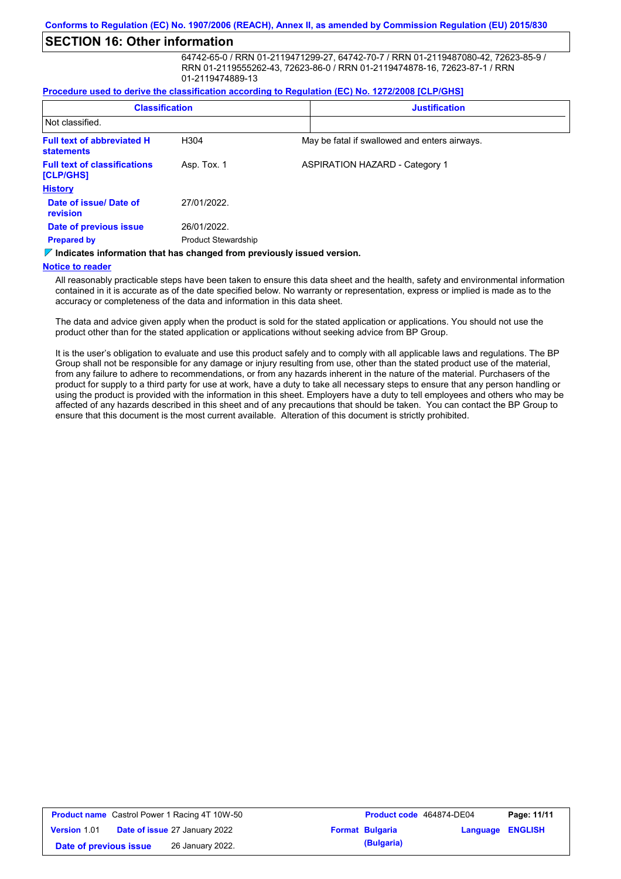## SECTION 16: Other information

64742-65-0 / RRN 01-2119471299-27, 64742-70-7 / RRN 01-2119487080-42, 72623-85-9 / RRN 01-2119555262-43, 72623-86-0 / RRN 01-2119474878-16, 72623-87-1 / RRN 01-2119474889-13

**Procedure used to derive the classification according to Regulation (EC) No. 1272/2008 [CLP/GHS]**

| Classification | Justification |
|---|---|
| Not classified. | |

| | | |
|---|---|---|
| **Full text of abbreviated H statements** | H304 | May be fatal if swallowed and enters airways. |
| **Full text of classifications [CLP/GHS]** | Asp. Tox. 1 | ASPIRATION HAZARD - Category 1 |

**History**

| | |
|---|---|
| **Date of issue/ Date of revision** | 27/01/2022. |
| **Date of previous issue** | 26/01/2022. |
| **Prepared by** | Product Stewardship |

**Indicates information that has changed from previously issued version.**

**Notice to reader**

All reasonably practicable steps have been taken to ensure this data sheet and the health, safety and environmental information contained in it is accurate as of the date specified below. No warranty or representation, express or implied is made as to the accuracy or completeness of the data and information in this data sheet.

The data and advice given apply when the product is sold for the stated application or applications. You should not use the product other than for the stated application or applications without seeking advice from BP Group.

It is the user's obligation to evaluate and use this product safely and to comply with all applicable laws and regulations. The BP Group shall not be responsible for any damage or injury resulting from use, other than the stated product use of the material, from any failure to adhere to recommendations, or from any hazards inherent in the nature of the material. Purchasers of the product for supply to a third party for use at work, have a duty to take all necessary steps to ensure that any person handling or using the product is provided with the information in this sheet. Employers have a duty to tell employees and others who may be affected of any hazards described in this sheet and of any precautions that should be taken. You can contact the BP Group to ensure that this document is the most current available. Alteration of this document is strictly prohibited.